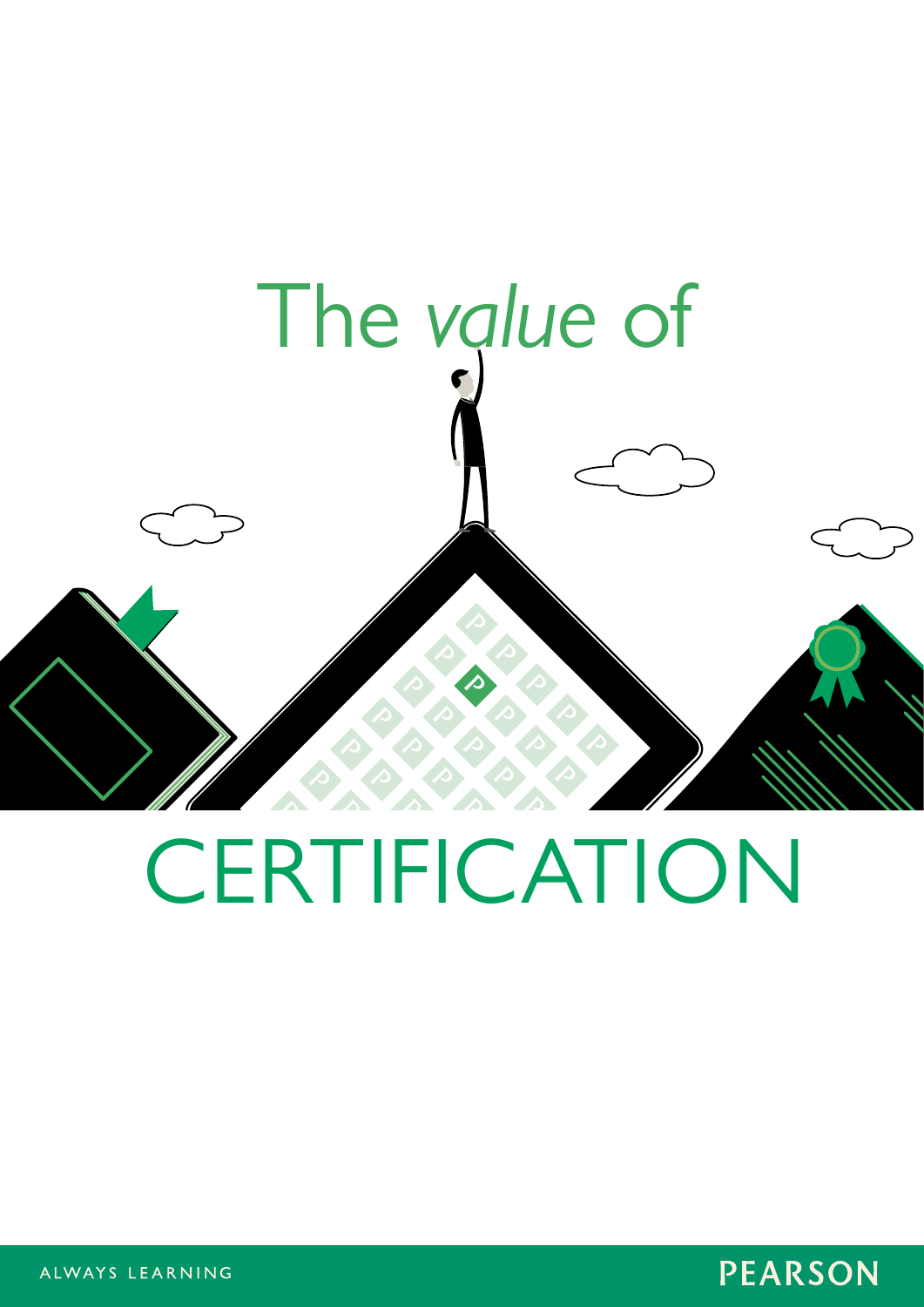# The *value* of CERTIFICATION

ALWAYS LEARNING

PEARSON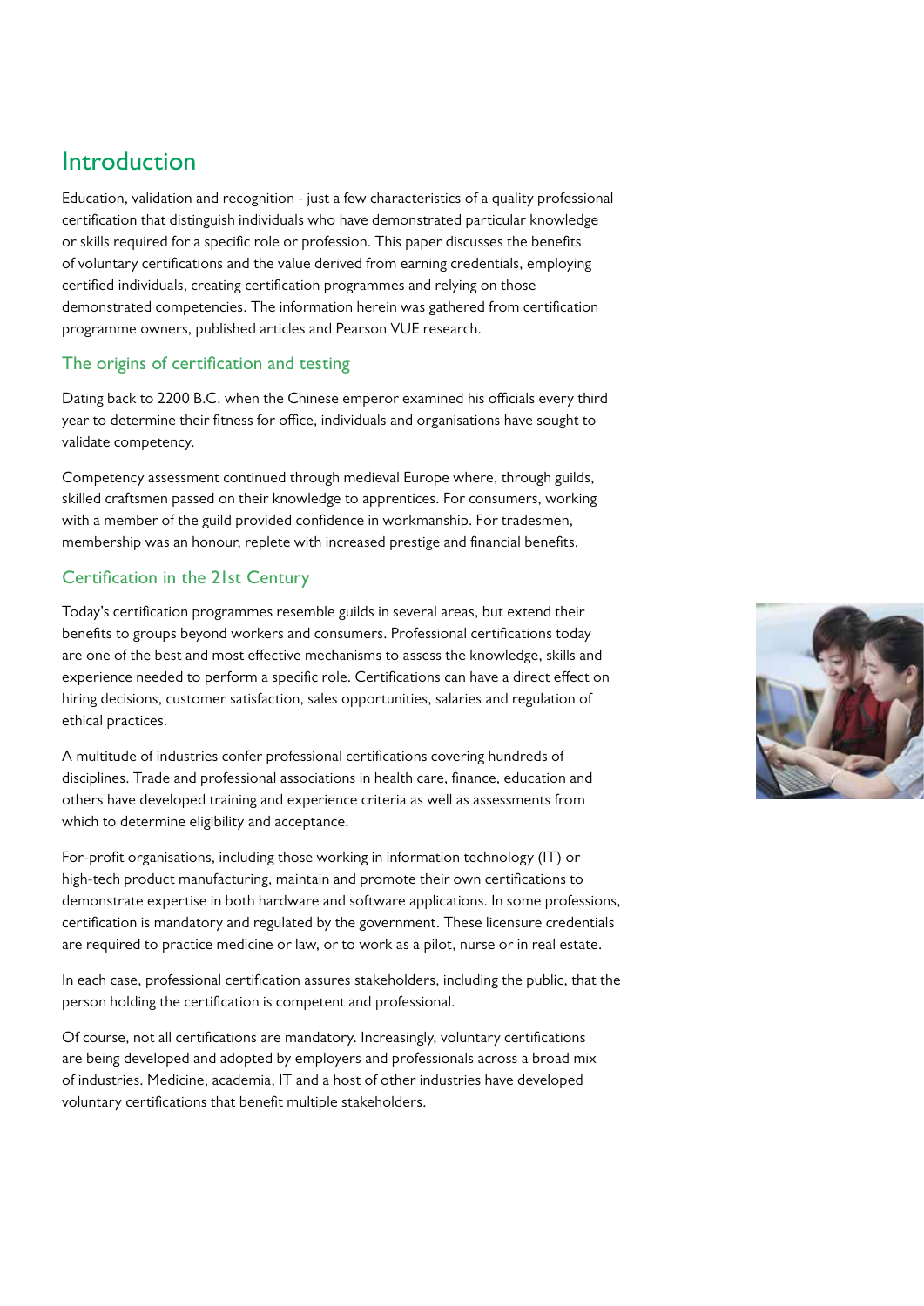# Introduction

Education, validation and recognition - just a few characteristics of a quality professional certification that distinguish individuals who have demonstrated particular knowledge or skills required for a specific role or profession. This paper discusses the benefits of voluntary certifications and the value derived from earning credentials, employing certified individuals, creating certification programmes and relying on those demonstrated competencies. The information herein was gathered from certification programme owners, published articles and Pearson VUE research.

## The origins of certification and testing

Dating back to 2200 B.C. when the Chinese emperor examined his officials every third year to determine their fitness for office, individuals and organisations have sought to validate competency.

Competency assessment continued through medieval Europe where, through guilds, skilled craftsmen passed on their knowledge to apprentices. For consumers, working with a member of the guild provided confidence in workmanship. For tradesmen, membership was an honour, replete with increased prestige and financial benefits.

## Certification in the 21st Century

Today's certification programmes resemble guilds in several areas, but extend their benefits to groups beyond workers and consumers. Professional certifications today are one of the best and most effective mechanisms to assess the knowledge, skills and experience needed to perform a specific role. Certifications can have a direct effect on hiring decisions, customer satisfaction, sales opportunities, salaries and regulation of ethical practices.

A multitude of industries confer professional certifications covering hundreds of disciplines. Trade and professional associations in health care, finance, education and others have developed training and experience criteria as well as assessments from which to determine eligibility and acceptance.

For-profit organisations, including those working in information technology (IT) or high-tech product manufacturing, maintain and promote their own certifications to demonstrate expertise in both hardware and software applications. In some professions, certification is mandatory and regulated by the government. These licensure credentials are required to practice medicine or law, or to work as a pilot, nurse or in real estate.

In each case, professional certification assures stakeholders, including the public, that the person holding the certification is competent and professional.

Of course, not all certifications are mandatory. Increasingly, voluntary certifications are being developed and adopted by employers and professionals across a broad mix of industries. Medicine, academia, IT and a host of other industries have developed voluntary certifications that benefit multiple stakeholders.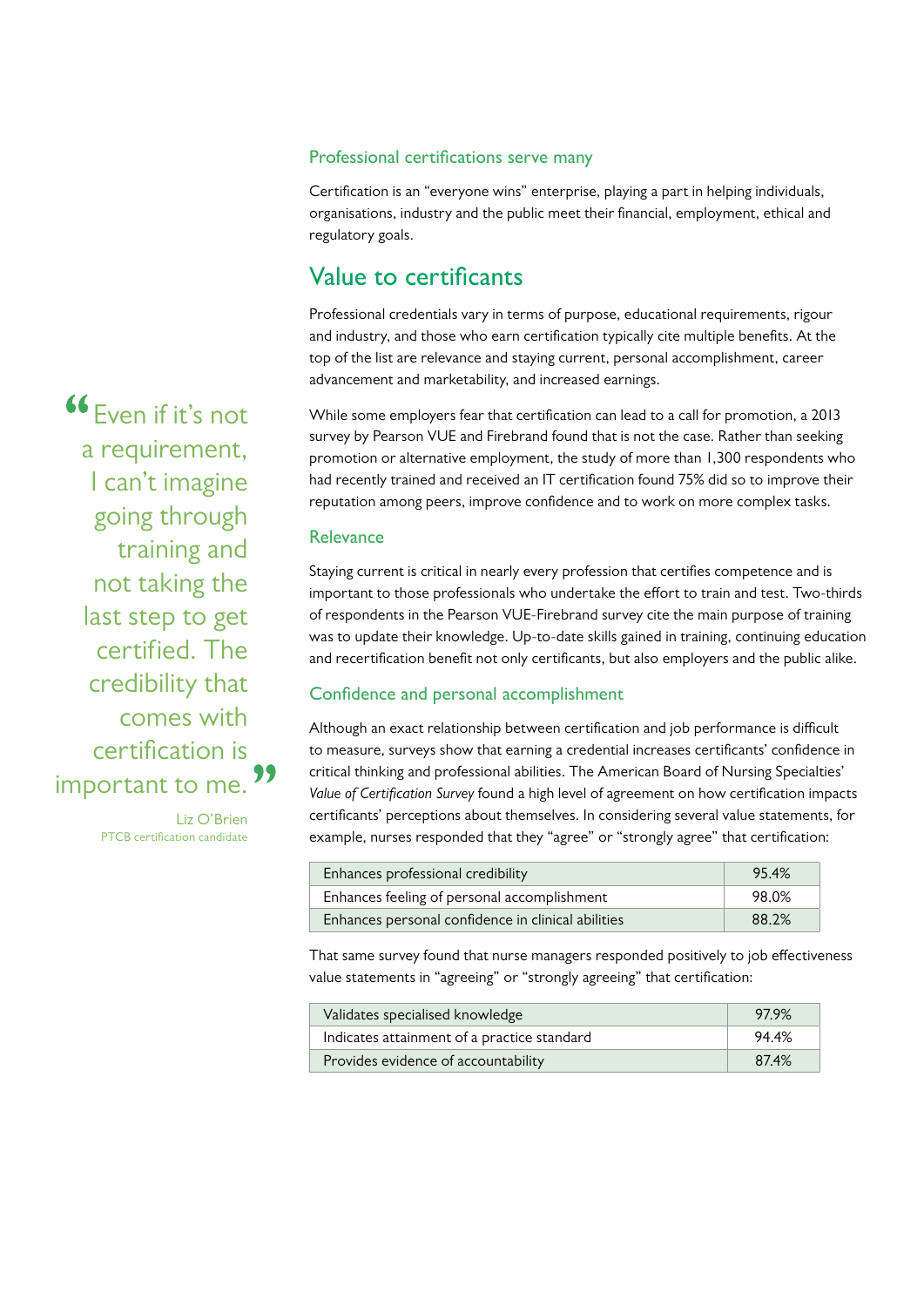### Professional certifications serve many

Certification is an "everyone wins" enterprise, playing a part in helping individuals, organisations, industry and the public meet their financial, employment, ethical and regulatory goals.

## Value to certificants

Professional credentials vary in terms of purpose, educational requirements, rigour and industry, and those who earn certification typically cite multiple benefits. At the top of the list are relevance and staying current, personal accomplishment, career advancement and marketability, and increased earnings.

While some employers fear that certification can lead to a call for promotion, a 2013 survey by Pearson VUE and Firebrand found that is not the case. Rather than seeking promotion or alternative employment, the study of more than 1,300 respondents who had recently trained and received an IT certification found 75% did so to improve their reputation among peers, improve confidence and to work on more complex tasks.

> "Even if it's not a requirement, I can't imagine going through training and not taking the last step to get certified. The credibility that comes with certification is important to me."
>
> Liz O'Brien
> PTCB certification candidate

### Relevance

Staying current is critical in nearly every profession that certifies competence and is important to those professionals who undertake the effort to train and test. Two-thirds of respondents in the Pearson VUE-Firebrand survey cite the main purpose of training was to update their knowledge. Up-to-date skills gained in training, continuing education and recertification benefit not only certificants, but also employers and the public alike.

### Confidence and personal accomplishment

Although an exact relationship between certification and job performance is difficult to measure, surveys show that earning a credential increases certificants' confidence in critical thinking and professional abilities. The American Board of Nursing Specialties' *Value of Certification Survey* found a high level of agreement on how certification impacts certificants' perceptions about themselves. In considering several value statements, for example, nurses responded that they "agree" or "strongly agree" that certification:

| | |
|---|---|
| Enhances professional credibility | 95.4% |
| Enhances feeling of personal accomplishment | 98.0% |
| Enhances personal confidence in clinical abilities | 88.2% |

That same survey found that nurse managers responded positively to job effectiveness value statements in "agreeing" or "strongly agreeing" that certification:

| | |
|---|---|
| Validates specialised knowledge | 97.9% |
| Indicates attainment of a practice standard | 94.4% |
| Provides evidence of accountability | 87.4% |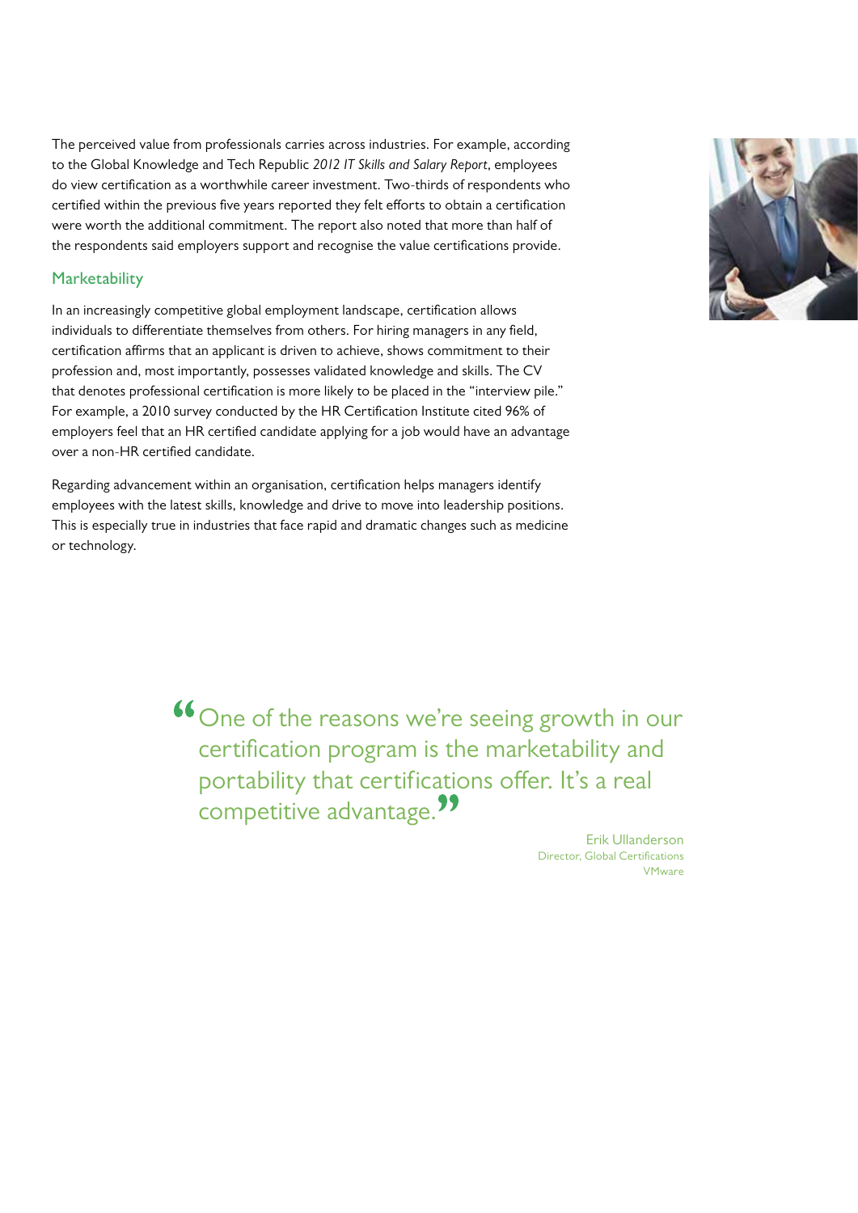The perceived value from professionals carries across industries. For example, according to the Global Knowledge and Tech Republic *2012 IT Skills and Salary Report*, employees do view certification as a worthwhile career investment. Two-thirds of respondents who certified within the previous five years reported they felt efforts to obtain a certification were worth the additional commitment. The report also noted that more than half of the respondents said employers support and recognise the value certifications provide.

## Marketability

In an increasingly competitive global employment landscape, certification allows individuals to differentiate themselves from others. For hiring managers in any field, certification affirms that an applicant is driven to achieve, shows commitment to their profession and, most importantly, possesses validated knowledge and skills. The CV that denotes professional certification is more likely to be placed in the "interview pile." For example, a 2010 survey conducted by the HR Certification Institute cited 96% of employers feel that an HR certified candidate applying for a job would have an advantage over a non-HR certified candidate.

Regarding advancement within an organisation, certification helps managers identify employees with the latest skills, knowledge and drive to move into leadership positions. This is especially true in industries that face rapid and dramatic changes such as medicine or technology.

> "One of the reasons we're seeing growth in our certification program is the marketability and portability that certifications offer. It's a real competitive advantage."
>
> Erik Ullanderson
> Director, Global Certifications
> VMware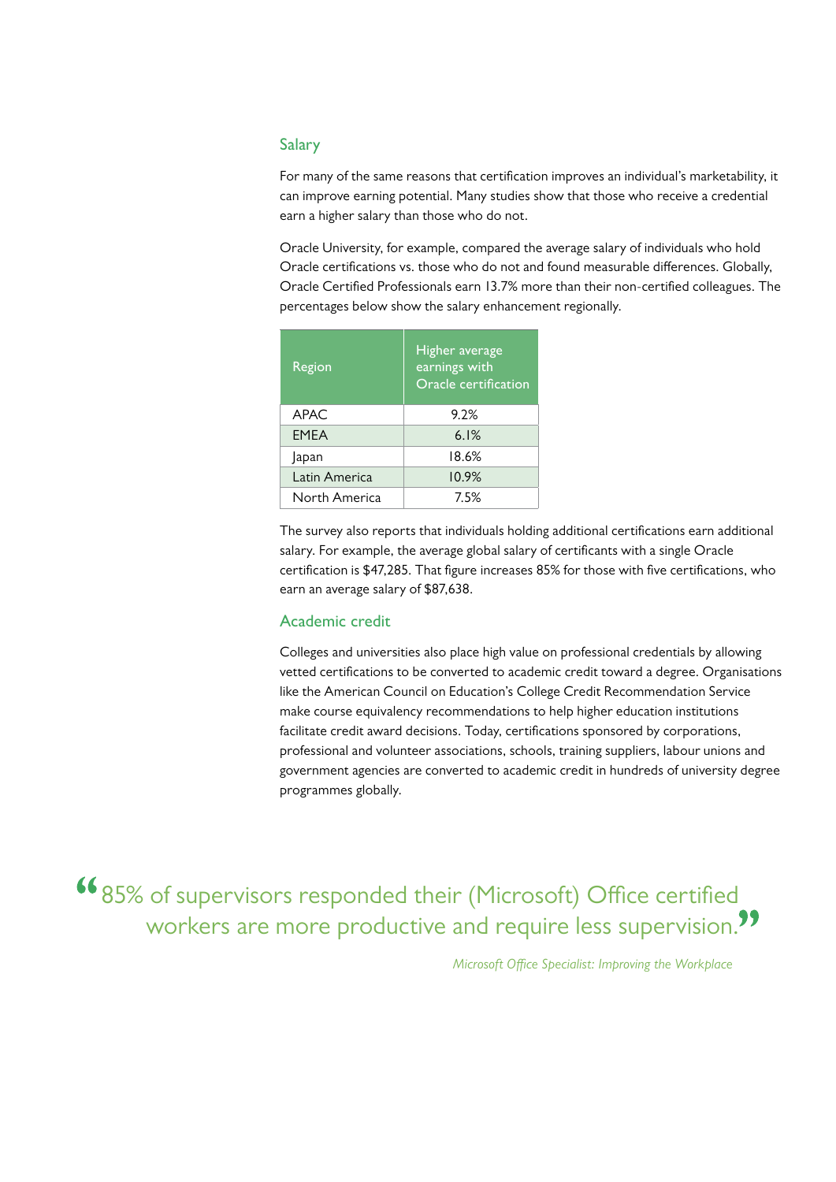## Salary

For many of the same reasons that certification improves an individual's marketability, it can improve earning potential. Many studies show that those who receive a credential earn a higher salary than those who do not.

Oracle University, for example, compared the average salary of individuals who hold Oracle certifications vs. those who do not and found measurable differences. Globally, Oracle Certified Professionals earn 13.7% more than their non-certified colleagues. The percentages below show the salary enhancement regionally.

| Region | Higher average earnings with Oracle certification |
|---|---|
| APAC | 9.2% |
| EMEA | 6.1% |
| Japan | 18.6% |
| Latin America | 10.9% |
| North America | 7.5% |

The survey also reports that individuals holding additional certifications earn additional salary. For example, the average global salary of certificants with a single Oracle certification is $47,285. That figure increases 85% for those with five certifications, who earn an average salary of $87,638.

## Academic credit

Colleges and universities also place high value on professional credentials by allowing vetted certifications to be converted to academic credit toward a degree. Organisations like the American Council on Education's College Credit Recommendation Service make course equivalency recommendations to help higher education institutions facilitate credit award decisions. Today, certifications sponsored by corporations, professional and volunteer associations, schools, training suppliers, labour unions and government agencies are converted to academic credit in hundreds of university degree programmes globally.

> "85% of supervisors responded their (Microsoft) Office certified workers are more productive and require less supervision."
>
> *Microsoft Office Specialist: Improving the Workplace*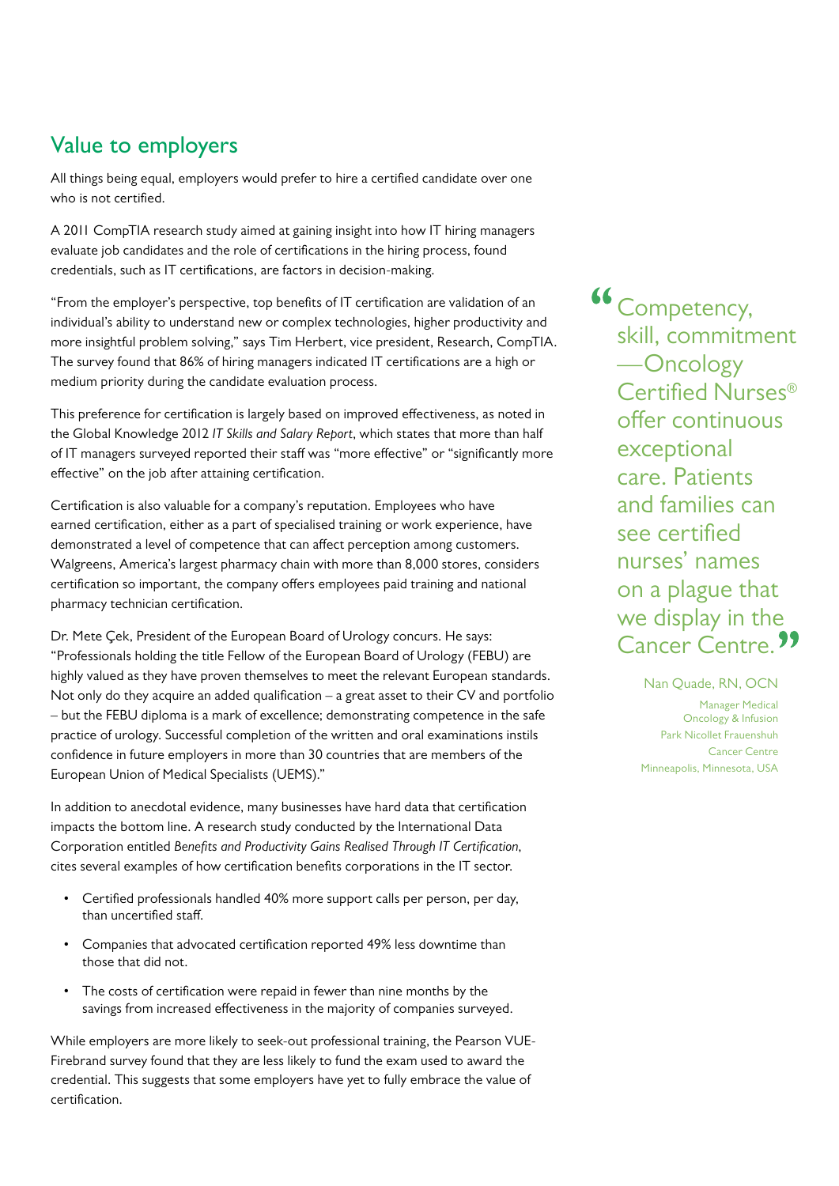## Value to employers

All things being equal, employers would prefer to hire a certified candidate over one who is not certified.

A 2011 CompTIA research study aimed at gaining insight into how IT hiring managers evaluate job candidates and the role of certifications in the hiring process, found credentials, such as IT certifications, are factors in decision-making.

"From the employer's perspective, top benefits of IT certification are validation of an individual's ability to understand new or complex technologies, higher productivity and more insightful problem solving," says Tim Herbert, vice president, Research, CompTIA. The survey found that 86% of hiring managers indicated IT certifications are a high or medium priority during the candidate evaluation process.

This preference for certification is largely based on improved effectiveness, as noted in the Global Knowledge 2012 *IT Skills and Salary Report*, which states that more than half of IT managers surveyed reported their staff was "more effective" or "significantly more effective" on the job after attaining certification.

Certification is also valuable for a company's reputation. Employees who have earned certification, either as a part of specialised training or work experience, have demonstrated a level of competence that can affect perception among customers. Walgreens, America's largest pharmacy chain with more than 8,000 stores, considers certification so important, the company offers employees paid training and national pharmacy technician certification.

Dr. Mete Çek, President of the European Board of Urology concurs. He says: "Professionals holding the title Fellow of the European Board of Urology (FEBU) are highly valued as they have proven themselves to meet the relevant European standards. Not only do they acquire an added qualification – a great asset to their CV and portfolio – but the FEBU diploma is a mark of excellence; demonstrating competence in the safe practice of urology. Successful completion of the written and oral examinations instils confidence in future employers in more than 30 countries that are members of the European Union of Medical Specialists (UEMS)."

In addition to anecdotal evidence, many businesses have hard data that certification impacts the bottom line. A research study conducted by the International Data Corporation entitled *Benefits and Productivity Gains Realised Through IT Certification*, cites several examples of how certification benefits corporations in the IT sector.

- Certified professionals handled 40% more support calls per person, per day, than uncertified staff.
- Companies that advocated certification reported 49% less downtime than those that did not.
- The costs of certification were repaid in fewer than nine months by the savings from increased effectiveness in the majority of companies surveyed.

While employers are more likely to seek-out professional training, the Pearson VUE-Firebrand survey found that they are less likely to fund the exam used to award the credential. This suggests that some employers have yet to fully embrace the value of certification.

> "Competency, skill, commitment—Oncology Certified Nurses® offer continuous exceptional care. Patients and families can see certified nurses' names on a plague that we display in the Cancer Centre."
>
> Nan Quade, RN, OCN
> Manager Medical Oncology & Infusion
> Park Nicollet Frauenshuh Cancer Centre
> Minneapolis, Minnesota, USA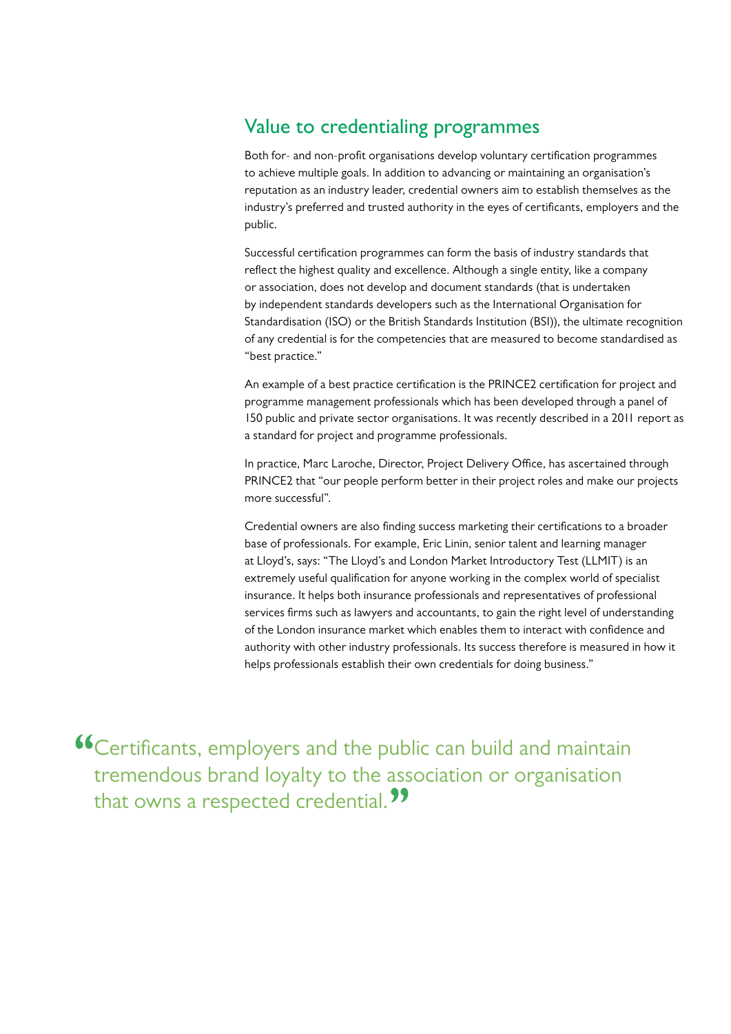## Value to credentialing programmes

Both for- and non-profit organisations develop voluntary certification programmes to achieve multiple goals. In addition to advancing or maintaining an organisation's reputation as an industry leader, credential owners aim to establish themselves as the industry's preferred and trusted authority in the eyes of certificants, employers and the public.

Successful certification programmes can form the basis of industry standards that reflect the highest quality and excellence. Although a single entity, like a company or association, does not develop and document standards (that is undertaken by independent standards developers such as the International Organisation for Standardisation (ISO) or the British Standards Institution (BSI)), the ultimate recognition of any credential is for the competencies that are measured to become standardised as "best practice."

An example of a best practice certification is the PRINCE2 certification for project and programme management professionals which has been developed through a panel of 150 public and private sector organisations. It was recently described in a 2011 report as a standard for project and programme professionals.

In practice, Marc Laroche, Director, Project Delivery Office, has ascertained through PRINCE2 that "our people perform better in their project roles and make our projects more successful".

Credential owners are also finding success marketing their certifications to a broader base of professionals. For example, Eric Linin, senior talent and learning manager at Lloyd's, says: "The Lloyd's and London Market Introductory Test (LLMIT) is an extremely useful qualification for anyone working in the complex world of specialist insurance. It helps both insurance professionals and representatives of professional services firms such as lawyers and accountants, to gain the right level of understanding of the London insurance market which enables them to interact with confidence and authority with other industry professionals. Its success therefore is measured in how it helps professionals establish their own credentials for doing business."

> "Certificants, employers and the public can build and maintain tremendous brand loyalty to the association or organisation that owns a respected credential."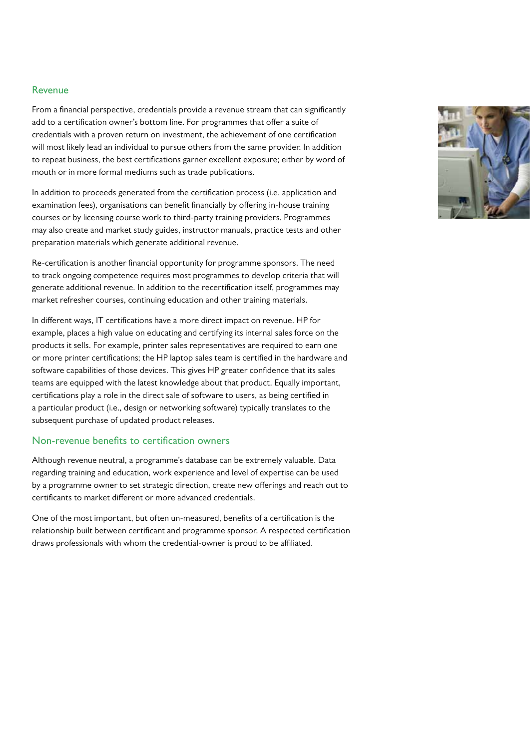## Revenue

From a financial perspective, credentials provide a revenue stream that can significantly add to a certification owner's bottom line. For programmes that offer a suite of credentials with a proven return on investment, the achievement of one certification will most likely lead an individual to pursue others from the same provider. In addition to repeat business, the best certifications garner excellent exposure; either by word of mouth or in more formal mediums such as trade publications.

In addition to proceeds generated from the certification process (i.e. application and examination fees), organisations can benefit financially by offering in-house training courses or by licensing course work to third-party training providers. Programmes may also create and market study guides, instructor manuals, practice tests and other preparation materials which generate additional revenue.

Re-certification is another financial opportunity for programme sponsors. The need to track ongoing competence requires most programmes to develop criteria that will generate additional revenue. In addition to the recertification itself, programmes may market refresher courses, continuing education and other training materials.

In different ways, IT certifications have a more direct impact on revenue. HP for example, places a high value on educating and certifying its internal sales force on the products it sells. For example, printer sales representatives are required to earn one or more printer certifications; the HP laptop sales team is certified in the hardware and software capabilities of those devices. This gives HP greater confidence that its sales teams are equipped with the latest knowledge about that product. Equally important, certifications play a role in the direct sale of software to users, as being certified in a particular product (i.e., design or networking software) typically translates to the subsequent purchase of updated product releases.

## Non-revenue benefits to certification owners

Although revenue neutral, a programme's database can be extremely valuable. Data regarding training and education, work experience and level of expertise can be used by a programme owner to set strategic direction, create new offerings and reach out to certificants to market different or more advanced credentials.

One of the most important, but often un-measured, benefits of a certification is the relationship built between certificant and programme sponsor. A respected certification draws professionals with whom the credential-owner is proud to be affiliated.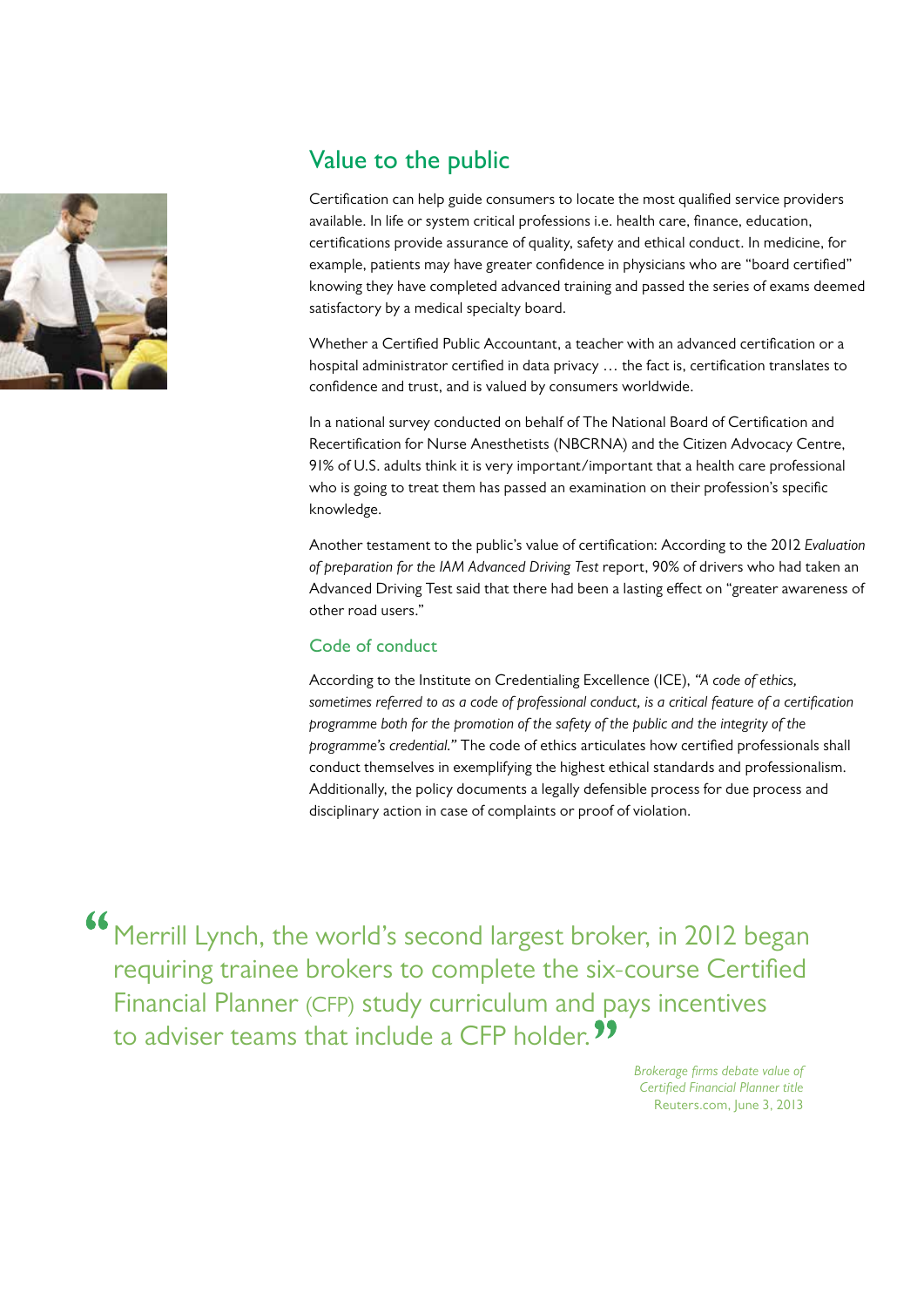## Value to the public

Certification can help guide consumers to locate the most qualified service providers available. In life or system critical professions i.e. health care, finance, education, certifications provide assurance of quality, safety and ethical conduct. In medicine, for example, patients may have greater confidence in physicians who are "board certified" knowing they have completed advanced training and passed the series of exams deemed satisfactory by a medical specialty board.

Whether a Certified Public Accountant, a teacher with an advanced certification or a hospital administrator certified in data privacy … the fact is, certification translates to confidence and trust, and is valued by consumers worldwide.

In a national survey conducted on behalf of The National Board of Certification and Recertification for Nurse Anesthetists (NBCRNA) and the Citizen Advocacy Centre, 91% of U.S. adults think it is very important/important that a health care professional who is going to treat them has passed an examination on their profession's specific knowledge.

Another testament to the public's value of certification: According to the 2012 *Evaluation of preparation for the IAM Advanced Driving Test* report, 90% of drivers who had taken an Advanced Driving Test said that there had been a lasting effect on "greater awareness of other road users."

### Code of conduct

According to the Institute on Credentialing Excellence (ICE), *"A code of ethics, sometimes referred to as a code of professional conduct, is a critical feature of a certification programme both for the promotion of the safety of the public and the integrity of the programme's credential."* The code of ethics articulates how certified professionals shall conduct themselves in exemplifying the highest ethical standards and professionalism. Additionally, the policy documents a legally defensible process for due process and disciplinary action in case of complaints or proof of violation.

> "Merrill Lynch, the world's second largest broker, in 2012 began requiring trainee brokers to complete the six-course Certified Financial Planner (CFP) study curriculum and pays incentives to adviser teams that include a CFP holder."

*Brokerage firms debate value of Certified Financial Planner title*
Reuters.com, June 3, 2013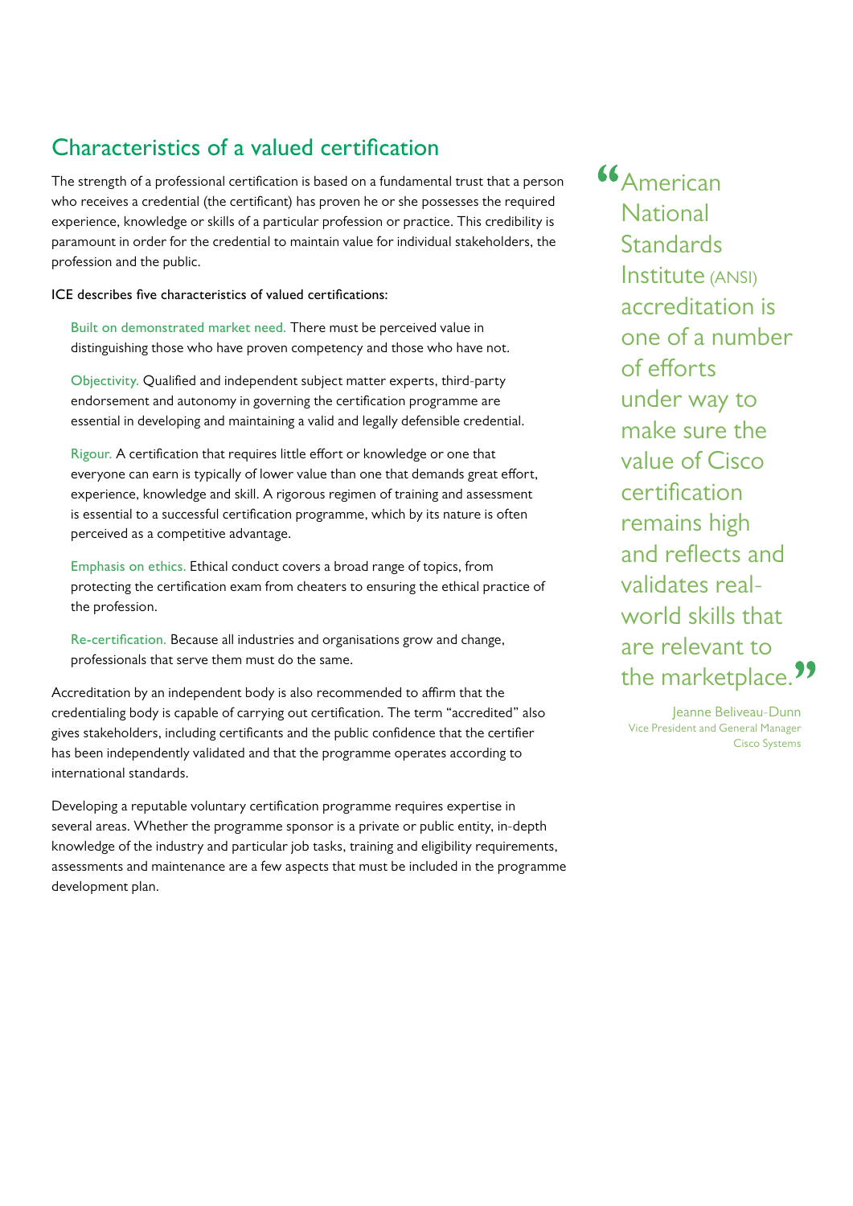## Characteristics of a valued certification

The strength of a professional certification is based on a fundamental trust that a person who receives a credential (the certificant) has proven he or she possesses the required experience, knowledge or skills of a particular profession or practice. This credibility is paramount in order for the credential to maintain value for individual stakeholders, the profession and the public.

ICE describes five characteristics of valued certifications:

Built on demonstrated market need. There must be perceived value in distinguishing those who have proven competency and those who have not.

Objectivity. Qualified and independent subject matter experts, third-party endorsement and autonomy in governing the certification programme are essential in developing and maintaining a valid and legally defensible credential.

Rigour. A certification that requires little effort or knowledge or one that everyone can earn is typically of lower value than one that demands great effort, experience, knowledge and skill. A rigorous regimen of training and assessment is essential to a successful certification programme, which by its nature is often perceived as a competitive advantage.

Emphasis on ethics. Ethical conduct covers a broad range of topics, from protecting the certification exam from cheaters to ensuring the ethical practice of the profession.

Re-certification. Because all industries and organisations grow and change, professionals that serve them must do the same.

Accreditation by an independent body is also recommended to affirm that the credentialing body is capable of carrying out certification. The term "accredited" also gives stakeholders, including certificants and the public confidence that the certifier has been independently validated and that the programme operates according to international standards.

Developing a reputable voluntary certification programme requires expertise in several areas. Whether the programme sponsor is a private or public entity, in-depth knowledge of the industry and particular job tasks, training and eligibility requirements, assessments and maintenance are a few aspects that must be included in the programme development plan.

> "American National Standards Institute (ANSI) accreditation is one of a number of efforts under way to make sure the value of Cisco certification remains high and reflects and validates real-world skills that are relevant to the marketplace."
>
> Jeanne Beliveau-Dunn
> Vice President and General Manager
> Cisco Systems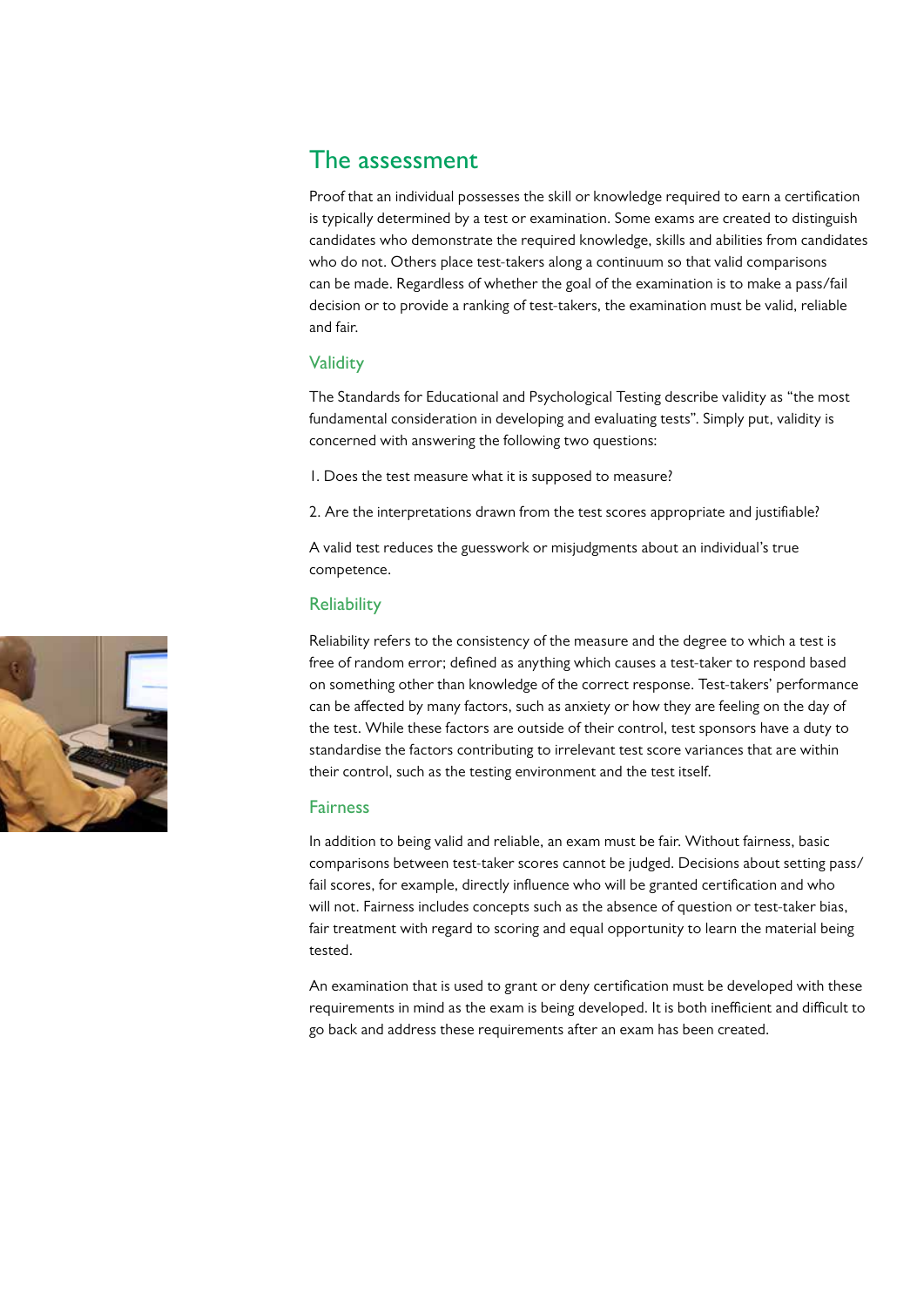## The assessment

Proof that an individual possesses the skill or knowledge required to earn a certification is typically determined by a test or examination. Some exams are created to distinguish candidates who demonstrate the required knowledge, skills and abilities from candidates who do not. Others place test-takers along a continuum so that valid comparisons can be made. Regardless of whether the goal of the examination is to make a pass/fail decision or to provide a ranking of test-takers, the examination must be valid, reliable and fair.

### Validity

The Standards for Educational and Psychological Testing describe validity as "the most fundamental consideration in developing and evaluating tests". Simply put, validity is concerned with answering the following two questions:

1. Does the test measure what it is supposed to measure?

2. Are the interpretations drawn from the test scores appropriate and justifiable?

A valid test reduces the guesswork or misjudgments about an individual's true competence.

### Reliability

Reliability refers to the consistency of the measure and the degree to which a test is free of random error; defined as anything which causes a test-taker to respond based on something other than knowledge of the correct response. Test-takers' performance can be affected by many factors, such as anxiety or how they are feeling on the day of the test. While these factors are outside of their control, test sponsors have a duty to standardise the factors contributing to irrelevant test score variances that are within their control, such as the testing environment and the test itself.

### Fairness

In addition to being valid and reliable, an exam must be fair. Without fairness, basic comparisons between test-taker scores cannot be judged. Decisions about setting pass/fail scores, for example, directly influence who will be granted certification and who will not. Fairness includes concepts such as the absence of question or test-taker bias, fair treatment with regard to scoring and equal opportunity to learn the material being tested.

An examination that is used to grant or deny certification must be developed with these requirements in mind as the exam is being developed. It is both inefficient and difficult to go back and address these requirements after an exam has been created.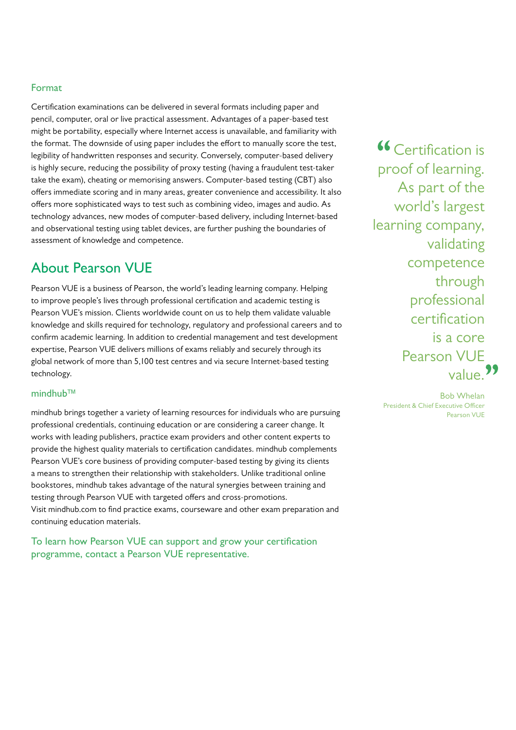### Format

Certification examinations can be delivered in several formats including paper and pencil, computer, oral or live practical assessment. Advantages of a paper-based test might be portability, especially where Internet access is unavailable, and familiarity with the format. The downside of using paper includes the effort to manually score the test, legibility of handwritten responses and security. Conversely, computer-based delivery is highly secure, reducing the possibility of proxy testing (having a fraudulent test-taker take the exam), cheating or memorising answers. Computer-based testing (CBT) also offers immediate scoring and in many areas, greater convenience and accessibility. It also offers more sophisticated ways to test such as combining video, images and audio. As technology advances, new modes of computer-based delivery, including Internet-based and observational testing using tablet devices, are further pushing the boundaries of assessment of knowledge and competence.

## About Pearson VUE

Pearson VUE is a business of Pearson, the world's leading learning company. Helping to improve people's lives through professional certification and academic testing is Pearson VUE's mission. Clients worldwide count on us to help them validate valuable knowledge and skills required for technology, regulatory and professional careers and to confirm academic learning. In addition to credential management and test development expertise, Pearson VUE delivers millions of exams reliably and securely through its global network of more than 5,100 test centres and via secure Internet-based testing technology.

### mindhub™

mindhub brings together a variety of learning resources for individuals who are pursuing professional credentials, continuing education or are considering a career change. It works with leading publishers, practice exam providers and other content experts to provide the highest quality materials to certification candidates. mindhub complements Pearson VUE's core business of providing computer-based testing by giving its clients a means to strengthen their relationship with stakeholders. Unlike traditional online bookstores, mindhub takes advantage of the natural synergies between training and testing through Pearson VUE with targeted offers and cross-promotions.
Visit mindhub.com to find practice exams, courseware and other exam preparation and continuing education materials.

To learn how Pearson VUE can support and grow your certification programme, contact a Pearson VUE representative.

> "Certification is proof of learning. As part of the world's largest learning company, validating competence through professional certification is a core Pearson VUE value."
>
> Bob Whelan
> President & Chief Executive Officer
> Pearson VUE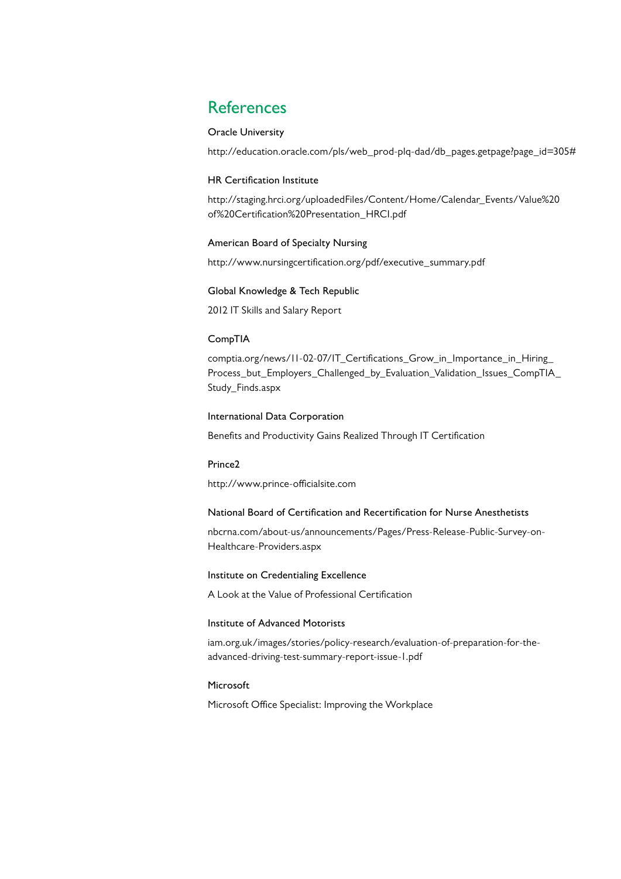# References

Oracle University

http://education.oracle.com/pls/web_prod-plq-dad/db_pages.getpage?page_id=305#

HR Certification Institute

http://staging.hrci.org/uploadedFiles/Content/Home/Calendar_Events/Value%20of%20Certification%20Presentation_HRCI.pdf

American Board of Specialty Nursing

http://www.nursingcertification.org/pdf/executive_summary.pdf

Global Knowledge & Tech Republic

2012 IT Skills and Salary Report

CompTIA

comptia.org/news/11-02-07/IT_Certifications_Grow_in_Importance_in_Hiring_Process_but_Employers_Challenged_by_Evaluation_Validation_Issues_CompTIA_Study_Finds.aspx

International Data Corporation

Benefits and Productivity Gains Realized Through IT Certification

Prince2

http://www.prince-officialsite.com

National Board of Certification and Recertification for Nurse Anesthetists

nbcrna.com/about-us/announcements/Pages/Press-Release-Public-Survey-on-Healthcare-Providers.aspx

Institute on Credentialing Excellence

A Look at the Value of Professional Certification

Institute of Advanced Motorists

iam.org.uk/images/stories/policy-research/evaluation-of-preparation-for-the-advanced-driving-test-summary-report-issue-1.pdf

Microsoft

Microsoft Office Specialist: Improving the Workplace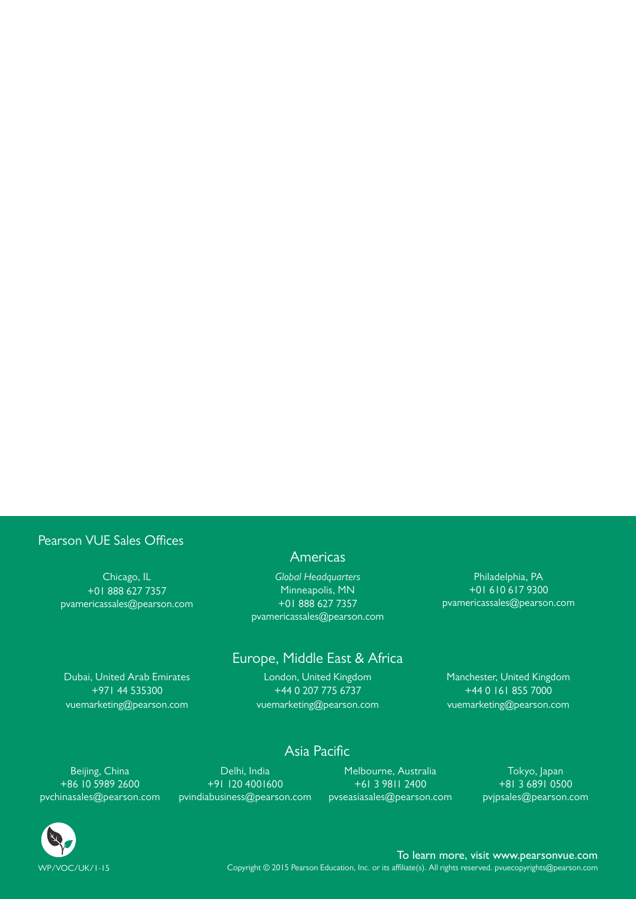## Pearson VUE Sales Offices

### Americas

Chicago, IL
+01 888 627 7357
pvamericassales@pearson.com

*Global Headquarters*
Minneapolis, MN
+01 888 627 7357
pvamericassales@pearson.com

Philadelphia, PA
+01 610 617 9300
pvamericassales@pearson.com

### Europe, Middle East & Africa

Dubai, United Arab Emirates
+971 44 535300
vuemarketing@pearson.com

London, United Kingdom
+44 0 207 775 6737
vuemarketing@pearson.com

Manchester, United Kingdom
+44 0 161 855 7000
vuemarketing@pearson.com

### Asia Pacific

Beijing, China
+86 10 5989 2600
pvchinasales@pearson.com

Delhi, India
+91 120 4001600
pvindiabusiness@pearson.com

Melbourne, Australia
+61 3 9811 2400
pvseasiasales@pearson.com

Tokyo, Japan
+81 3 6891 0500
pvjpsales@pearson.com

WP/VOC/UK/1-15

To learn more, visit www.pearsonvue.com

Copyright © 2015 Pearson Education, Inc. or its affiliate(s). All rights reserved. pvuecopyrights@pearson.com